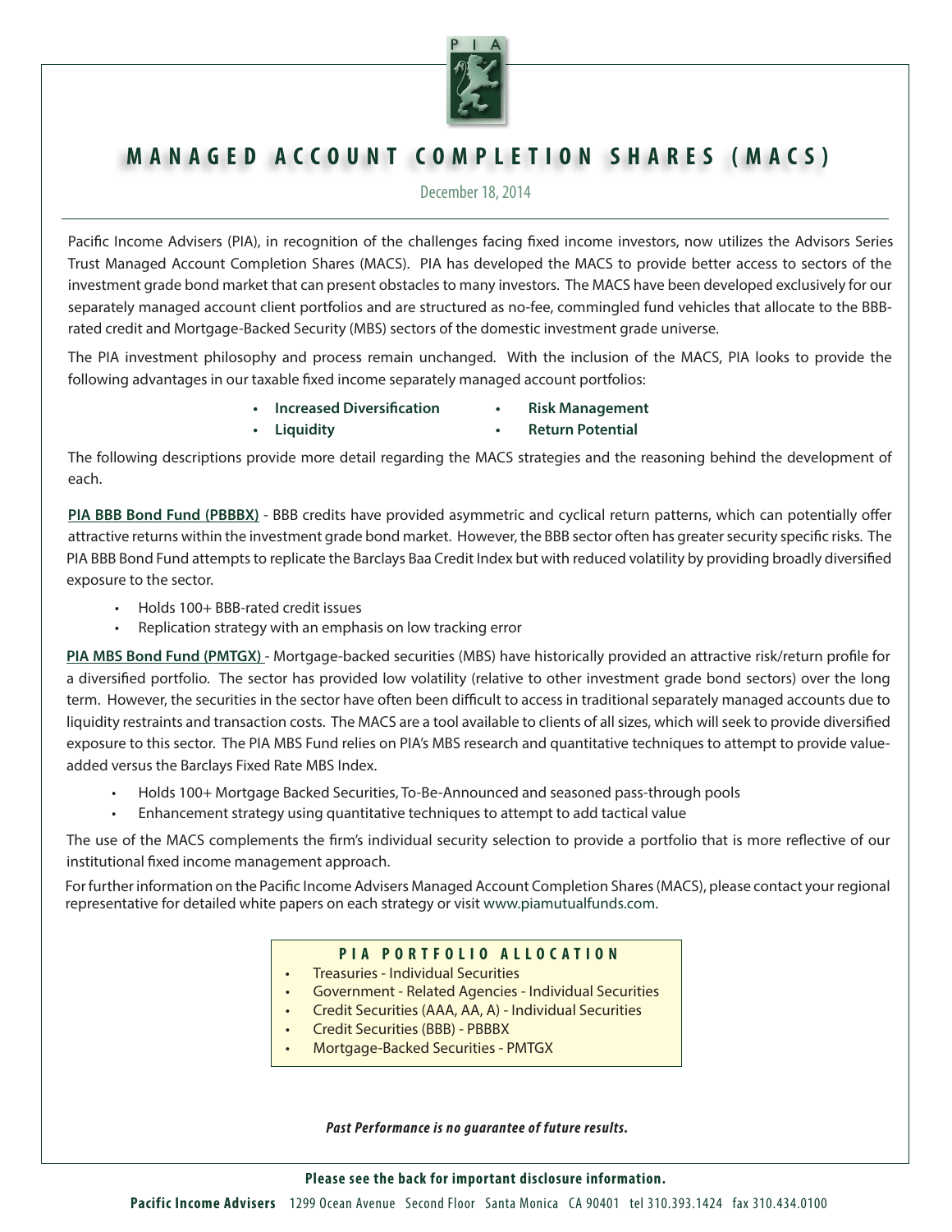# MANAGED ACCOUNT COMPLETION SHARES (MACS)

December 18, 2014

Pacific Income Advisers (PIA), in recognition of the challenges facing fixed income investors, now utilizes the Advisors Series Trust Managed Account Completion Shares (MACS). PIA has developed the MACS to provide better access to sectors of the investment grade bond market that can present obstacles to many investors. The MACS have been developed exclusively for our separately managed account client portfolios and are structured as no-fee, commingled fund vehicles that allocate to the BBB-rated credit and Mortgage-Backed Security (MBS) sectors of the domestic investment grade universe.

The PIA investment philosophy and process remain unchanged. With the inclusion of the MACS, PIA looks to provide the following advantages in our taxable fixed income separately managed account portfolios:

- **Increased Diversification**
- **Risk Management**
- **Liquidity**
- **Return Potential**

The following descriptions provide more detail regarding the MACS strategies and the reasoning behind the development of each.

**PIA BBB Bond Fund (PBBBX)** - BBB credits have provided asymmetric and cyclical return patterns, which can potentially offer attractive returns within the investment grade bond market. However, the BBB sector often has greater security specific risks. The PIA BBB Bond Fund attempts to replicate the Barclays Baa Credit Index but with reduced volatility by providing broadly diversified exposure to the sector.

- Holds 100+ BBB-rated credit issues
- Replication strategy with an emphasis on low tracking error

**PIA MBS Bond Fund (PMTGX)** - Mortgage-backed securities (MBS) have historically provided an attractive risk/return profile for a diversified portfolio. The sector has provided low volatility (relative to other investment grade bond sectors) over the long term. However, the securities in the sector have often been difficult to access in traditional separately managed accounts due to liquidity restraints and transaction costs. The MACS are a tool available to clients of all sizes, which will seek to provide diversified exposure to this sector. The PIA MBS Fund relies on PIA's MBS research and quantitative techniques to attempt to provide value-added versus the Barclays Fixed Rate MBS Index.

- Holds 100+ Mortgage Backed Securities, To-Be-Announced and seasoned pass-through pools
- Enhancement strategy using quantitative techniques to attempt to add tactical value

The use of the MACS complements the firm's individual security selection to provide a portfolio that is more reflective of our institutional fixed income management approach.

For further information on the Pacific Income Advisers Managed Account Completion Shares (MACS), please contact your regional representative for detailed white papers on each strategy or visit www.piamutualfunds.com.

**PIA PORTFOLIO ALLOCATION**

- Treasuries - Individual Securities
- Government - Related Agencies - Individual Securities
- Credit Securities (AAA, AA, A) - Individual Securities
- Credit Securities (BBB) - PBBBX
- Mortgage-Backed Securities - PMTGX

***Past Performance is no guarantee of future results.***

**Please see the back for important disclosure information.**

**Pacific Income Advisers** 1299 Ocean Avenue Second Floor Santa Monica CA 90401 tel 310.393.1424 fax 310.434.0100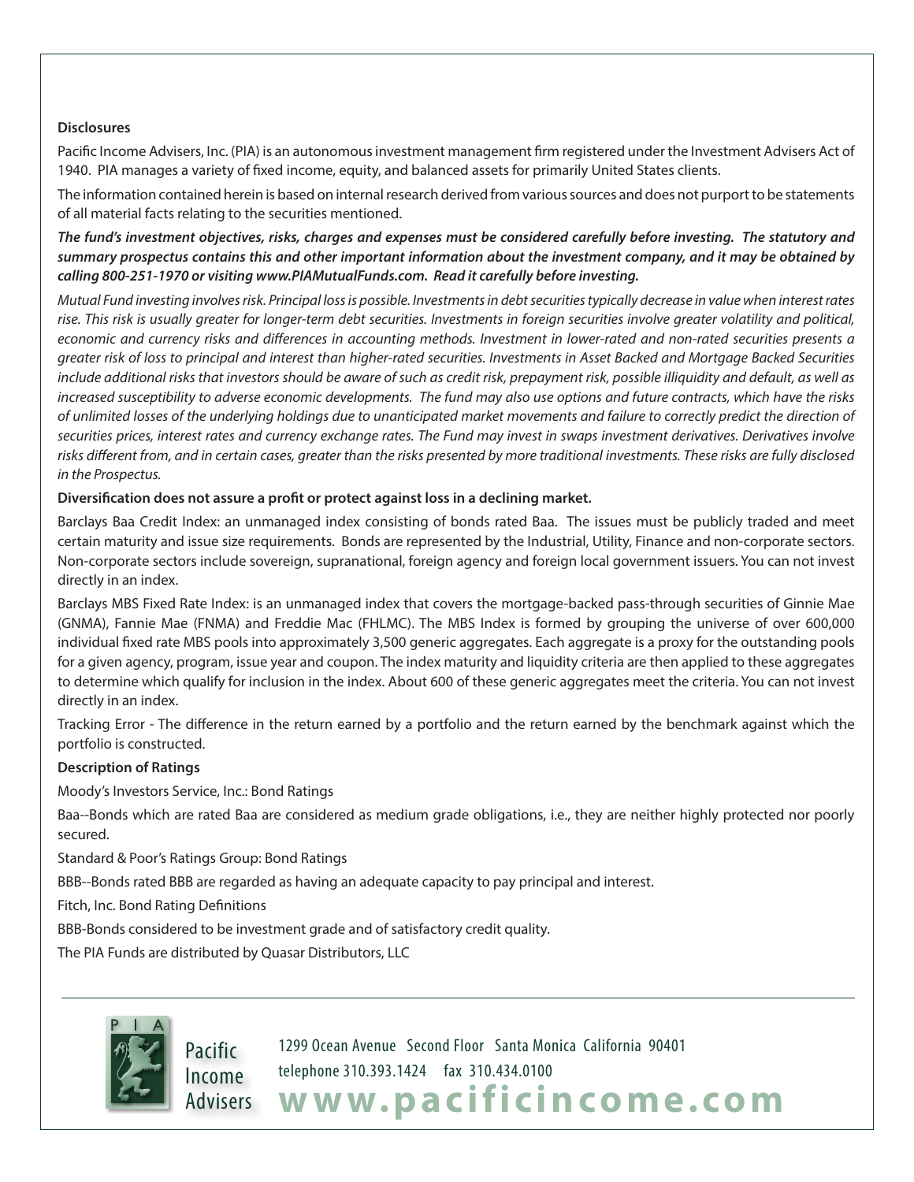**Disclosures**

Pacific Income Advisers, Inc. (PIA) is an autonomous investment management firm registered under the Investment Advisers Act of 1940. PIA manages a variety of fixed income, equity, and balanced assets for primarily United States clients.

The information contained herein is based on internal research derived from various sources and does not purport to be statements of all material facts relating to the securities mentioned.

***The fund's investment objectives, risks, charges and expenses must be considered carefully before investing. The statutory and summary prospectus contains this and other important information about the investment company, and it may be obtained by calling 800-251-1970 or visiting www.PIAMutualFunds.com. Read it carefully before investing.***

*Mutual Fund investing involves risk. Principal loss is possible. Investments in debt securities typically decrease in value when interest rates rise. This risk is usually greater for longer-term debt securities. Investments in foreign securities involve greater volatility and political, economic and currency risks and differences in accounting methods. Investment in lower-rated and non-rated securities presents a greater risk of loss to principal and interest than higher-rated securities. Investments in Asset Backed and Mortgage Backed Securities include additional risks that investors should be aware of such as credit risk, prepayment risk, possible illiquidity and default, as well as increased susceptibility to adverse economic developments. The fund may also use options and future contracts, which have the risks of unlimited losses of the underlying holdings due to unanticipated market movements and failure to correctly predict the direction of securities prices, interest rates and currency exchange rates. The Fund may invest in swaps investment derivatives. Derivatives involve risks different from, and in certain cases, greater than the risks presented by more traditional investments. These risks are fully disclosed in the Prospectus.*

**Diversification does not assure a profit or protect against loss in a declining market.**

Barclays Baa Credit Index: an unmanaged index consisting of bonds rated Baa. The issues must be publicly traded and meet certain maturity and issue size requirements. Bonds are represented by the Industrial, Utility, Finance and non-corporate sectors. Non-corporate sectors include sovereign, supranational, foreign agency and foreign local government issuers. You can not invest directly in an index.

Barclays MBS Fixed Rate Index: is an unmanaged index that covers the mortgage-backed pass-through securities of Ginnie Mae (GNMA), Fannie Mae (FNMA) and Freddie Mac (FHLMC). The MBS Index is formed by grouping the universe of over 600,000 individual fixed rate MBS pools into approximately 3,500 generic aggregates. Each aggregate is a proxy for the outstanding pools for a given agency, program, issue year and coupon. The index maturity and liquidity criteria are then applied to these aggregates to determine which qualify for inclusion in the index. About 600 of these generic aggregates meet the criteria. You can not invest directly in an index.

Tracking Error - The difference in the return earned by a portfolio and the return earned by the benchmark against which the portfolio is constructed.

**Description of Ratings**

Moody's Investors Service, Inc.: Bond Ratings

Baa--Bonds which are rated Baa are considered as medium grade obligations, i.e., they are neither highly protected nor poorly secured.

Standard & Poor's Ratings Group: Bond Ratings

BBB--Bonds rated BBB are regarded as having an adequate capacity to pay principal and interest.

Fitch, Inc. Bond Rating Definitions

BBB-Bonds considered to be investment grade and of satisfactory credit quality.

The PIA Funds are distributed by Quasar Distributors, LLC

Pacific Income Advisers

1299 Ocean Avenue Second Floor Santa Monica California 90401

telephone 310.393.1424 fax 310.434.0100

**www.pacificincome.com**